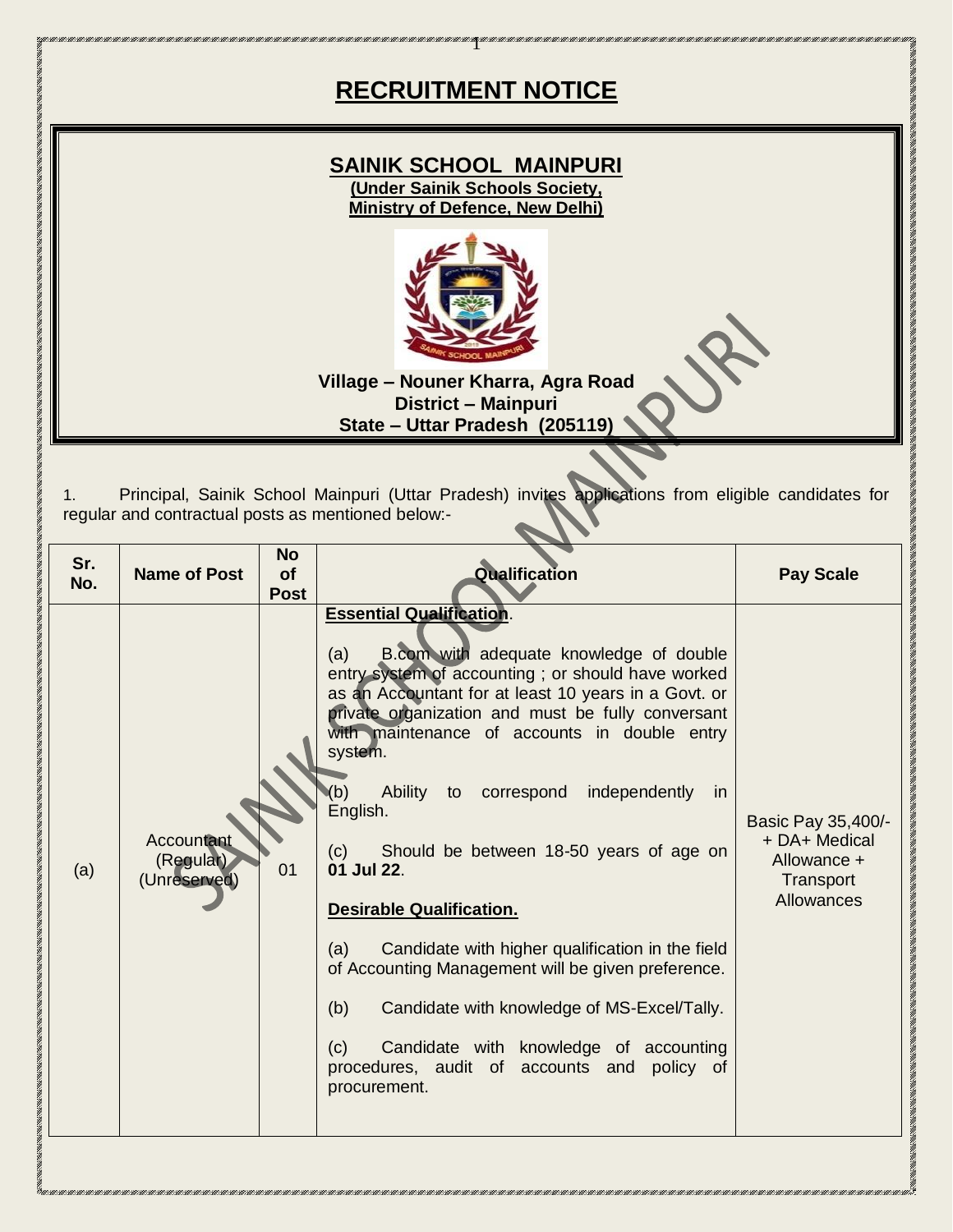# RECRUITMENT NOTICE

## SAINIK SCHOOL MAINPURI

**(Under Sainik Schools Society, Ministry of Defence, New Delhi)**

**Village – Nouner Kharra, Agra Road**
**District – Mainpuri**
**State – Uttar Pradesh (205119)**

1. Principal, Sainik School Mainpuri (Uttar Pradesh) invites applications from eligible candidates for regular and contractual posts as mentioned below:-

| Sr. No. | Name of Post | No of Post | Qualification | Pay Scale |
|---|---|---|---|---|
| (a) | Accountant (Regular) (Unreserved) | 01 | **Essential Qualification**.<br><br>(a) B.com with adequate knowledge of double entry system of accounting ; or should have worked as an Accountant for at least 10 years in a Govt. or private organization and must be fully conversant with maintenance of accounts in double entry system.<br><br>(b) Ability to correspond independently in English.<br><br>(c) Should be between 18-50 years of age on **01 Jul 22**.<br><br>**Desirable Qualification.**<br><br>(a) Candidate with higher qualification in the field of Accounting Management will be given preference.<br><br>(b) Candidate with knowledge of MS-Excel/Tally.<br><br>(c) Candidate with knowledge of accounting procedures, audit of accounts and policy of procurement. | Basic Pay 35,400/- + DA+ Medical Allowance + Transport Allowances |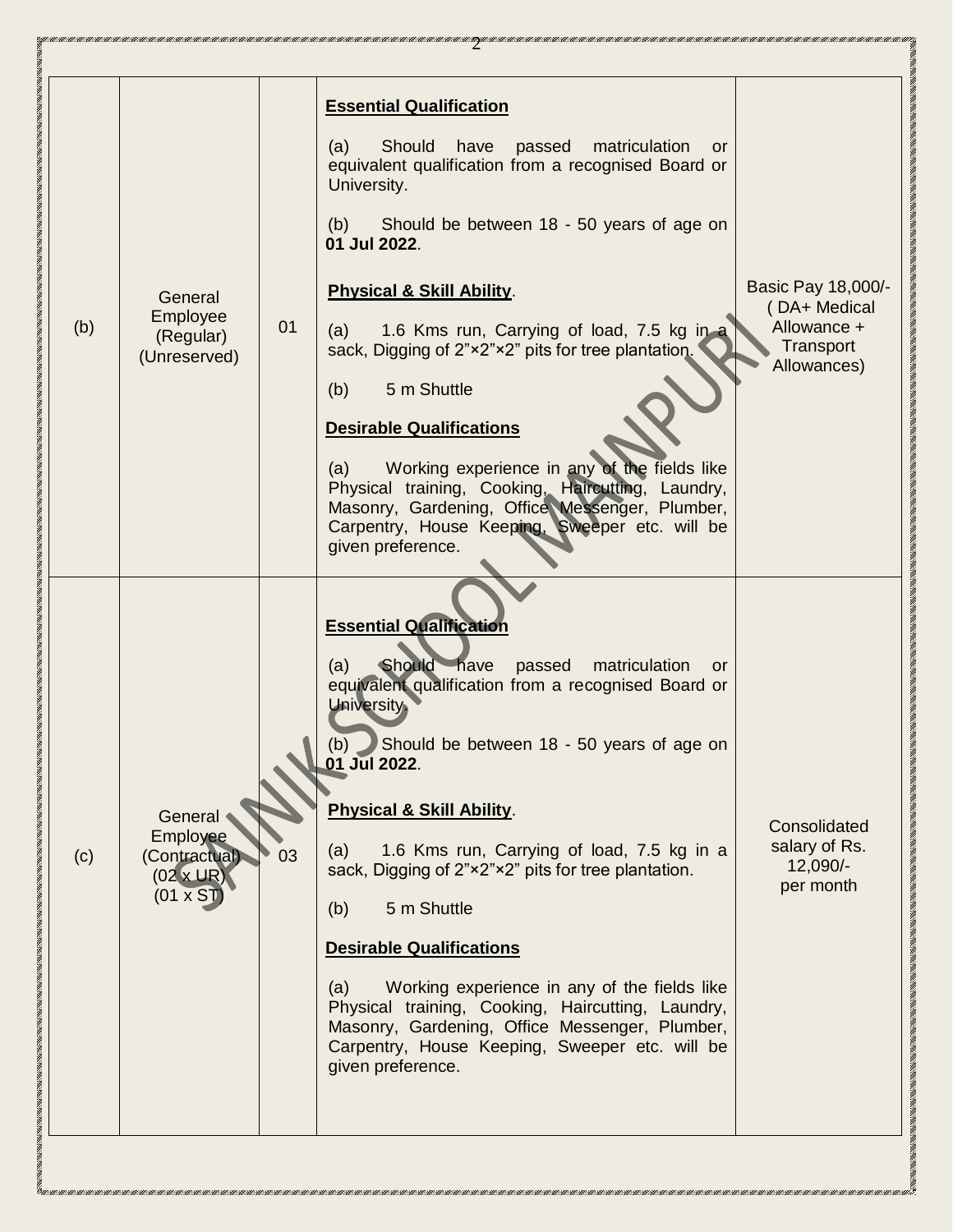| | | | | |
|---|---|---|---|---|
| (b) | General Employee (Regular) (Unreserved) | 01 | **Essential Qualification**<br><br>(a) Should have passed matriculation or equivalent qualification from a recognised Board or University.<br><br>(b) Should be between 18 - 50 years of age on **01 Jul 2022**.<br><br>**Physical & Skill Ability**.<br><br>(a) 1.6 Kms run, Carrying of load, 7.5 kg in a sack, Digging of 2”×2”×2” pits for tree plantation.<br><br>(b) 5 m Shuttle<br><br>**Desirable Qualifications**<br><br>(a) Working experience in any of the fields like Physical training, Cooking, Haircutting, Laundry, Masonry, Gardening, Office Messenger, Plumber, Carpentry, House Keeping, Sweeper etc. will be given preference. | Basic Pay 18,000/- ( DA+ Medical Allowance + Transport Allowances) |
| (c) | General Employee (Contractual) (02 x UR) (01 x ST) | 03 | **Essential Qualification**<br><br>(a) Should have passed matriculation or equivalent qualification from a recognised Board or University.<br><br>(b) Should be between 18 - 50 years of age on **01 Jul 2022**.<br><br>**Physical & Skill Ability**.<br><br>(a) 1.6 Kms run, Carrying of load, 7.5 kg in a sack, Digging of 2”×2”×2” pits for tree plantation.<br><br>(b) 5 m Shuttle<br><br>**Desirable Qualifications**<br><br>(a) Working experience in any of the fields like Physical training, Cooking, Haircutting, Laundry, Masonry, Gardening, Office Messenger, Plumber, Carpentry, House Keeping, Sweeper etc. will be given preference. | Consolidated salary of Rs. 12,090/- per month |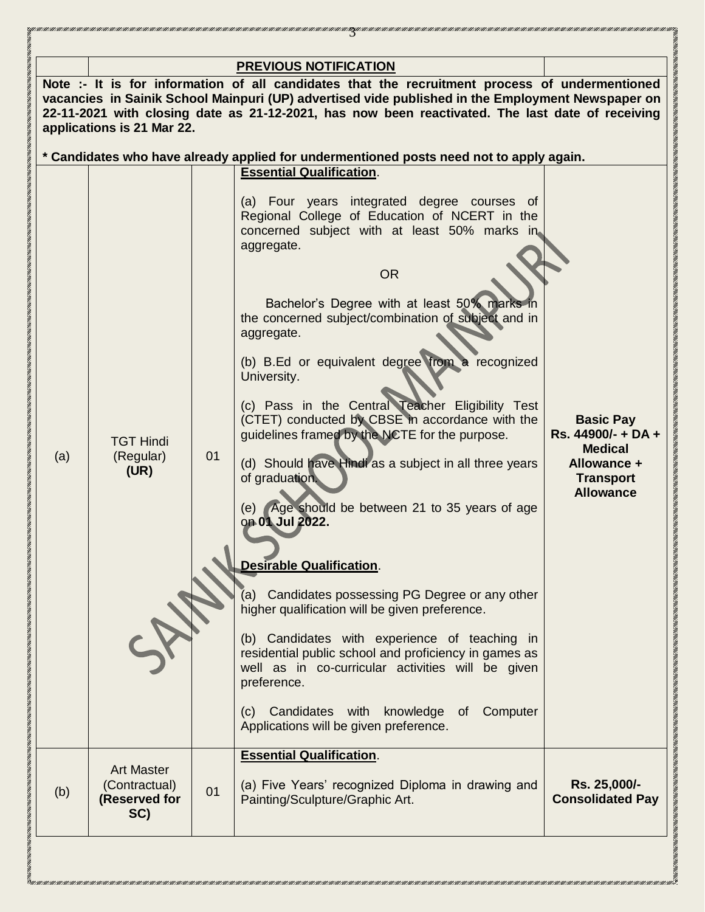**PREVIOUS NOTIFICATION**

**Note :- It is for information of all candidates that the recruitment process of undermentioned vacancies in Sainik School Mainpuri (UP) advertised vide published in the Employment Newspaper on 22-11-2021 with closing date as 21-12-2021, has now been reactivated. The last date of receiving applications is 21 Mar 22.**

**\* Candidates who have already applied for undermentioned posts need not to apply again.**

| | | | | |
|---|---|---|---|---|
| (a) | TGT Hindi (Regular) **(UR)** | 01 | **Essential Qualification**.<br><br>(a) Four years integrated degree courses of Regional College of Education of NCERT in the concerned subject with at least 50% marks in aggregate.<br><br>OR<br><br>Bachelor's Degree with at least 50% marks in the concerned subject/combination of subject and in aggregate.<br><br>(b) B.Ed or equivalent degree from a recognized University.<br><br>(c) Pass in the Central Teacher Eligibility Test (CTET) conducted by CBSE in accordance with the guidelines framed by the NCTE for the purpose.<br><br>(d) Should have Hindi as a subject in all three years of graduation.<br><br>(e) Age should be between 21 to 35 years of age on **01 Jul 2022.**<br><br>**Desirable Qualification**.<br><br>(a) Candidates possessing PG Degree or any other higher qualification will be given preference.<br><br>(b) Candidates with experience of teaching in residential public school and proficiency in games as well as in co-curricular activities will be given preference.<br><br>(c) Candidates with knowledge of Computer Applications will be given preference. | **Basic Pay Rs. 44900/- + DA + Medical Allowance + Transport Allowance** |
| (b) | Art Master (Contractual) **(Reserved for SC)** | 01 | **Essential Qualification**.<br><br>(a) Five Years' recognized Diploma in drawing and Painting/Sculpture/Graphic Art. | **Rs. 25,000/- Consolidated Pay** |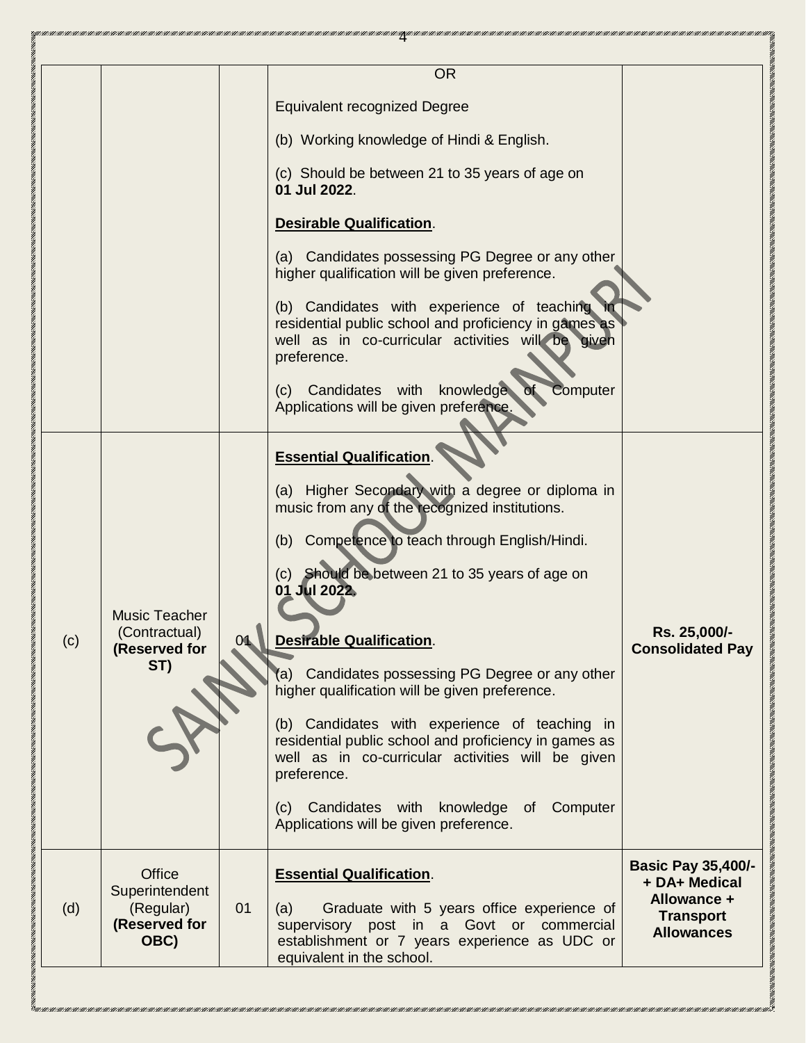| | | | | |
|---|---|---|---|---|
| | | | OR<br><br>Equivalent recognized Degree<br><br>(b) Working knowledge of Hindi & English.<br><br>(c) Should be between 21 to 35 years of age on **01 Jul 2022**.<br><br>**Desirable Qualification**.<br><br>(a) Candidates possessing PG Degree or any other higher qualification will be given preference.<br><br>(b) Candidates with experience of teaching in residential public school and proficiency in games as well as in co-curricular activities will be given preference.<br><br>(c) Candidates with knowledge of Computer Applications will be given preference. | |
| (c) | Music Teacher (Contractual) **(Reserved for ST)** | 01 | **Essential Qualification**.<br><br>(a) Higher Secondary with a degree or diploma in music from any of the recognized institutions.<br><br>(b) Competence to teach through English/Hindi.<br><br>(c) Should be between 21 to 35 years of age on **01 Jul 2022**.<br><br>**Desirable Qualification**.<br><br>(a) Candidates possessing PG Degree or any other higher qualification will be given preference.<br><br>(b) Candidates with experience of teaching in residential public school and proficiency in games as well as in co-curricular activities will be given preference.<br><br>(c) Candidates with knowledge of Computer Applications will be given preference. | **Rs. 25,000/- Consolidated Pay** |
| (d) | Office Superintendent (Regular) **(Reserved for OBC)** | 01 | **Essential Qualification**.<br><br>(a) Graduate with 5 years office experience of supervisory post in a Govt or commercial establishment or 7 years experience as UDC or equivalent in the school. | **Basic Pay 35,400/- + DA+ Medical Allowance + Transport Allowances** |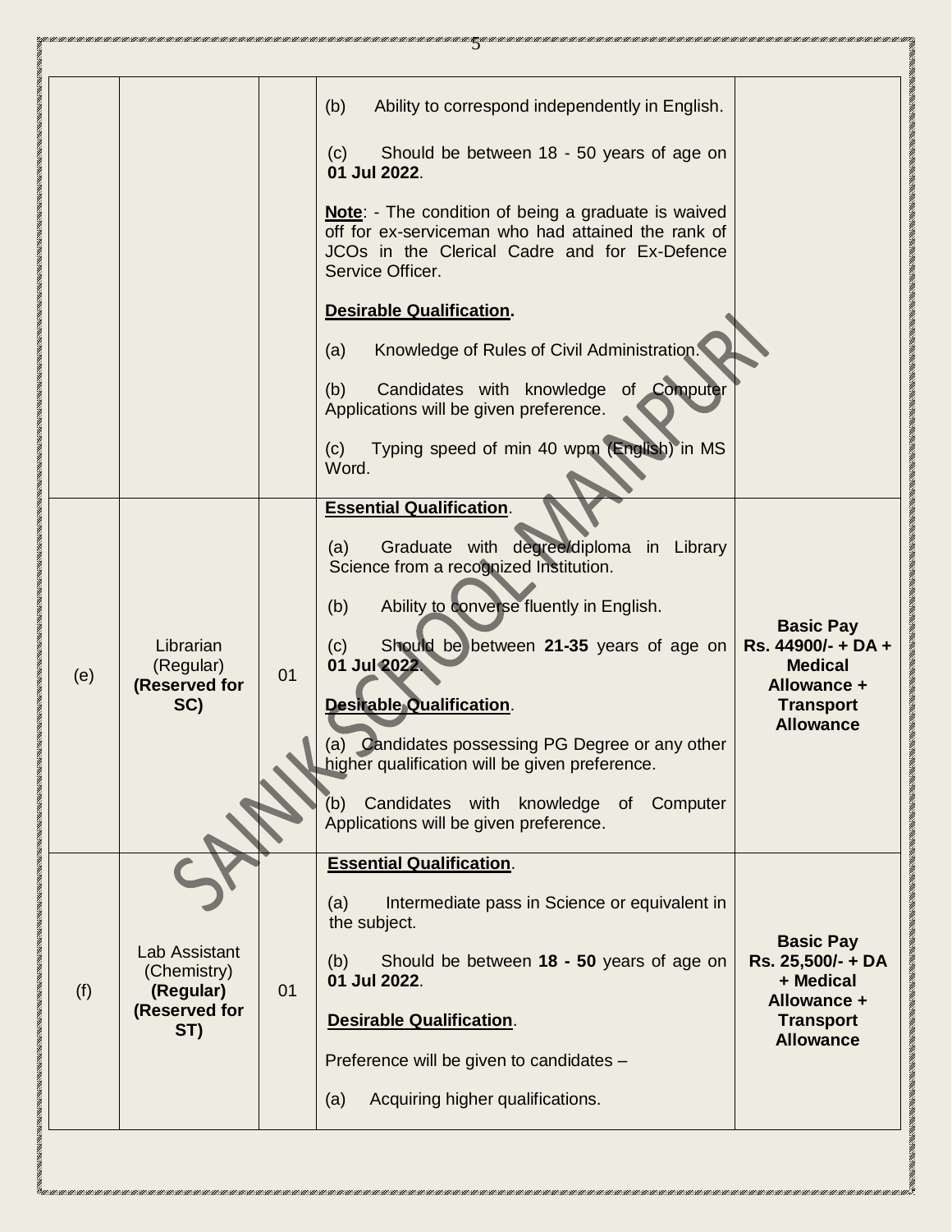| | | | | |
|---|---|---|---|---|
| | | | (b) Ability to correspond independently in English.<br><br>(c) Should be between 18 - 50 years of age on **01 Jul 2022**.<br><br>**Note**: - The condition of being a graduate is waived off for ex-serviceman who had attained the rank of JCOs in the Clerical Cadre and for Ex-Defence Service Officer.<br><br>**Desirable Qualification.**<br><br>(a) Knowledge of Rules of Civil Administration.<br><br>(b) Candidates with knowledge of Computer Applications will be given preference.<br><br>(c) Typing speed of min 40 wpm (English) in MS Word. | |
| (e) | Librarian (Regular) **(Reserved for SC)** | 01 | **Essential Qualification**.<br><br>(a) Graduate with degree/diploma in Library Science from a recognized Institution.<br><br>(b) Ability to converse fluently in English.<br><br>(c) Should be between **21-35** years of age on **01 Jul 2022**.<br><br>**Desirable Qualification**.<br><br>(a) Candidates possessing PG Degree or any other higher qualification will be given preference.<br><br>(b) Candidates with knowledge of Computer Applications will be given preference. | **Basic Pay Rs. 44900/- + DA + Medical Allowance + Transport Allowance** |
| (f) | Lab Assistant (Chemistry) **(Regular) (Reserved for ST)** | 01 | **Essential Qualification**.<br><br>(a) Intermediate pass in Science or equivalent in the subject.<br><br>(b) Should be between **18 - 50** years of age on **01 Jul 2022**.<br><br>**Desirable Qualification**.<br><br>Preference will be given to candidates –<br><br>(a) Acquiring higher qualifications. | **Basic Pay Rs. 25,500/- + DA + Medical Allowance + Transport Allowance** |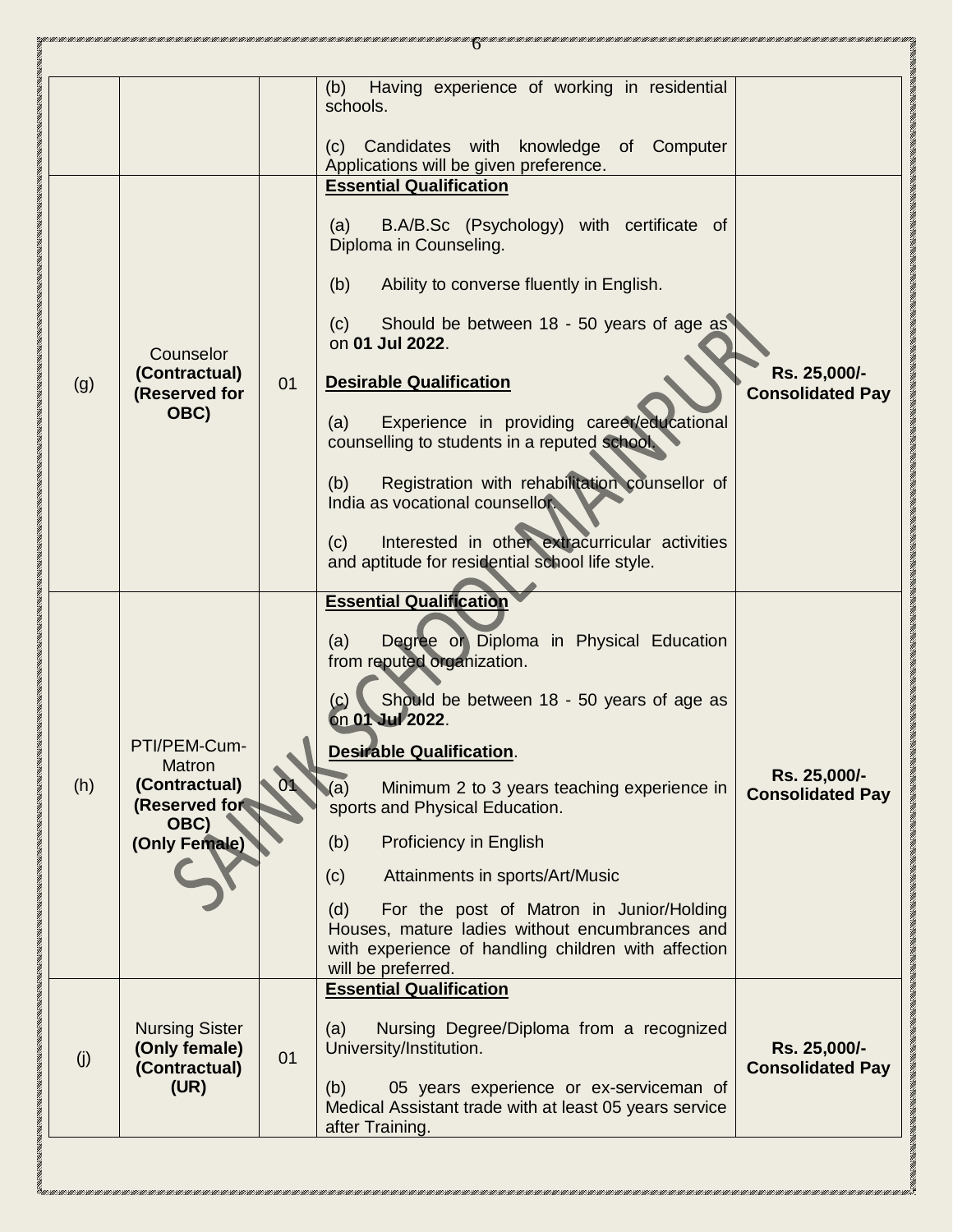| | | | | |
|---|---|---|---|---|
| | | | (b) Having experience of working in residential schools.<br><br>(c) Candidates with knowledge of Computer Applications will be given preference. | |
| (g) | Counselor **(Contractual) (Reserved for OBC)** | 01 | **<u>Essential Qualification</u>**<br><br>(a) B.A/B.Sc (Psychology) with certificate of Diploma in Counseling.<br><br>(b) Ability to converse fluently in English.<br><br>(c) Should be between 18 - 50 years of age as on **01 Jul 2022**.<br><br>**<u>Desirable Qualification</u>**<br><br>(a) Experience in providing career/educational counselling to students in a reputed school.<br><br>(b) Registration with rehabilitation counsellor of India as vocational counsellor.<br><br>(c) Interested in other extracurricular activities and aptitude for residential school life style. | **Rs. 25,000/- Consolidated Pay** |
| (h) | PTI/PEM-Cum-Matron **(Contractual) (Reserved for OBC) (Only Female)** | 01 | **<u>Essential Qualification</u>**<br><br>(a) Degree or Diploma in Physical Education from reputed organization.<br><br>(c) Should be between 18 - 50 years of age as on **01 Jul 2022**.<br><br>**<u>Desirable Qualification</u>**.<br><br>(a) Minimum 2 to 3 years teaching experience in sports and Physical Education.<br><br>(b) Proficiency in English<br><br>(c) Attainments in sports/Art/Music<br><br>(d) For the post of Matron in Junior/Holding Houses, mature ladies without encumbrances and with experience of handling children with affection will be preferred. | **Rs. 25,000/- Consolidated Pay** |
| (j) | Nursing Sister **(Only female) (Contractual) (UR)** | 01 | **<u>Essential Qualification</u>**<br><br>(a) Nursing Degree/Diploma from a recognized University/Institution.<br><br>(b) 05 years experience or ex-serviceman of Medical Assistant trade with at least 05 years service after Training. | **Rs. 25,000/- Consolidated Pay** |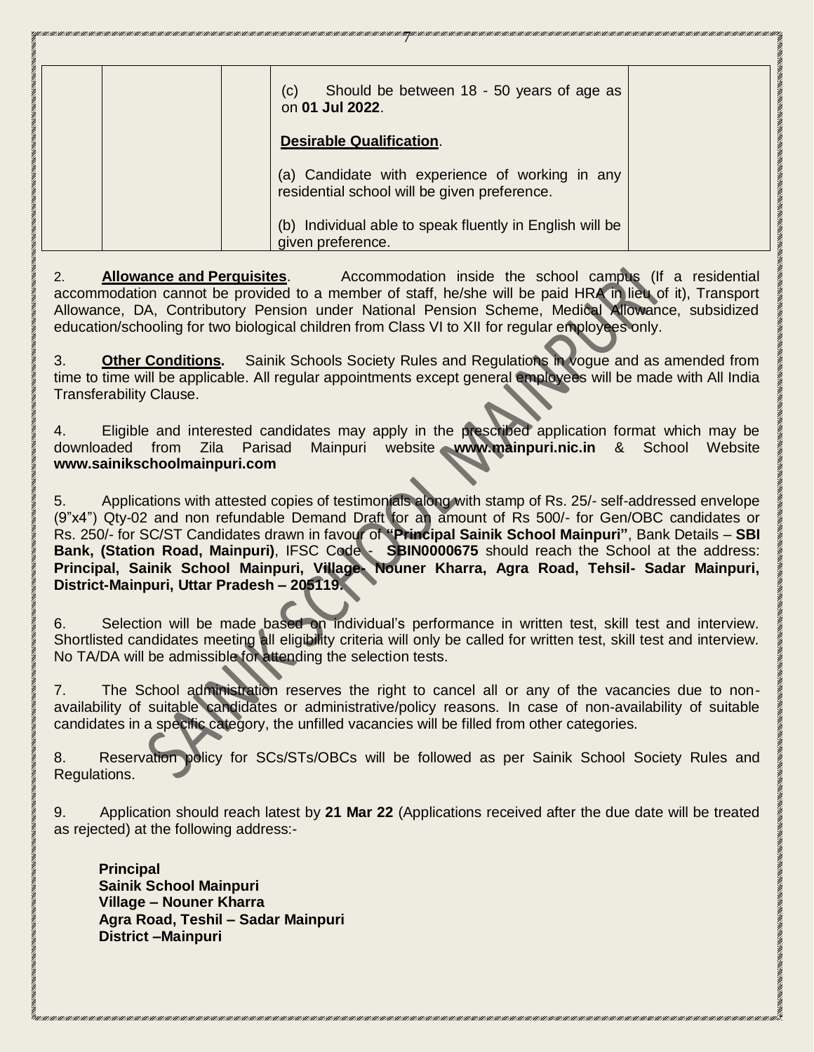| | | | | |
|---|---|---|---|---|
| | | | (c) Should be between 18 - 50 years of age as on **01 Jul 2022**.<br><br>**Desirable Qualification**.<br><br>(a) Candidate with experience of working in any residential school will be given preference.<br><br>(b) Individual able to speak fluently in English will be given preference. | |

2. **Allowance and Perquisites**. Accommodation inside the school campus (If a residential accommodation cannot be provided to a member of staff, he/she will be paid HRA in lieu of it), Transport Allowance, DA, Contributory Pension under National Pension Scheme, Medical Allowance, subsidized education/schooling for two biological children from Class VI to XII for regular employees only.

3. **Other Conditions.** Sainik Schools Society Rules and Regulations in vogue and as amended from time to time will be applicable. All regular appointments except general employees will be made with All India Transferability Clause.

4. Eligible and interested candidates may apply in the prescribed application format which may be downloaded from Zila Parisad Mainpuri website **www.mainpuri.nic.in** & School Website **www.sainikschoolmainpuri.com**

5. Applications with attested copies of testimonials along with stamp of Rs. 25/- self-addressed envelope (9"x4") Qty-02 and non refundable Demand Draft for an amount of Rs 500/- for Gen/OBC candidates or Rs. 250/- for SC/ST Candidates drawn in favour of **"Principal Sainik School Mainpuri"**, Bank Details – **SBI Bank, (Station Road, Mainpuri)**, IFSC Code - **SBIN0000675** should reach the School at the address: **Principal, Sainik School Mainpuri, Village- Nouner Kharra, Agra Road, Tehsil- Sadar Mainpuri, District-Mainpuri, Uttar Pradesh – 205119.**

6. Selection will be made based on individual's performance in written test, skill test and interview. Shortlisted candidates meeting all eligibility criteria will only be called for written test, skill test and interview. No TA/DA will be admissible for attending the selection tests.

7. The School administration reserves the right to cancel all or any of the vacancies due to non-availability of suitable candidates or administrative/policy reasons. In case of non-availability of suitable candidates in a specific category, the unfilled vacancies will be filled from other categories.

8. Reservation policy for SCs/STs/OBCs will be followed as per Sainik School Society Rules and Regulations.

9. Application should reach latest by **21 Mar 22** (Applications received after the due date will be treated as rejected) at the following address:-

**Principal**
**Sainik School Mainpuri**
**Village – Nouner Kharra**
**Agra Road, Teshil – Sadar Mainpuri**
**District –Mainpuri**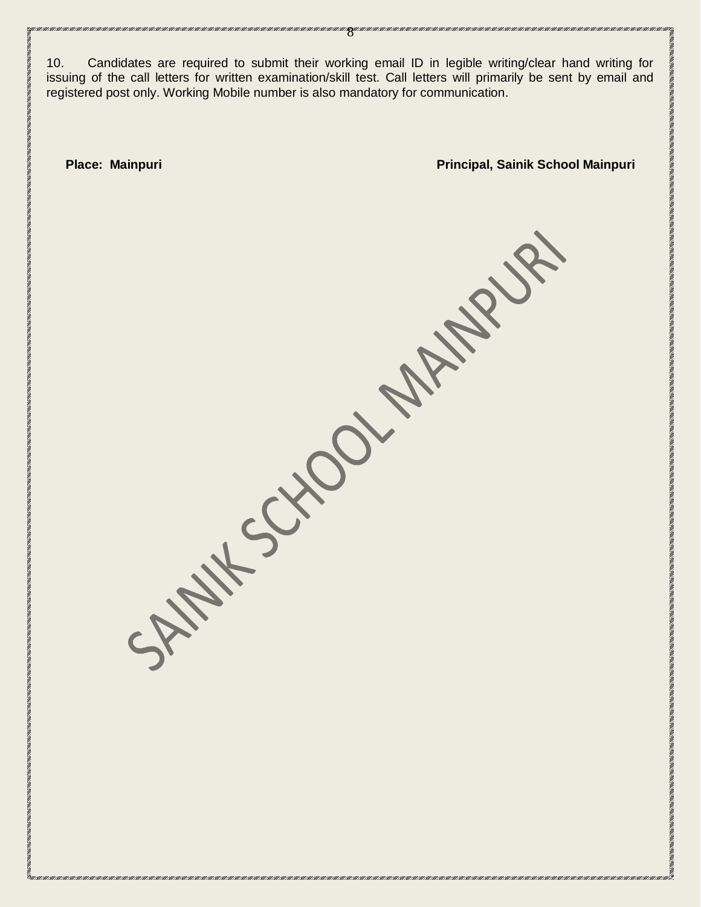10. Candidates are required to submit their working email ID in legible writing/clear hand writing for issuing of the call letters for written examination/skill test. Call letters will primarily be sent by email and registered post only. Working Mobile number is also mandatory for communication.

**Place: Mainpuri** **Principal, Sainik School Mainpuri**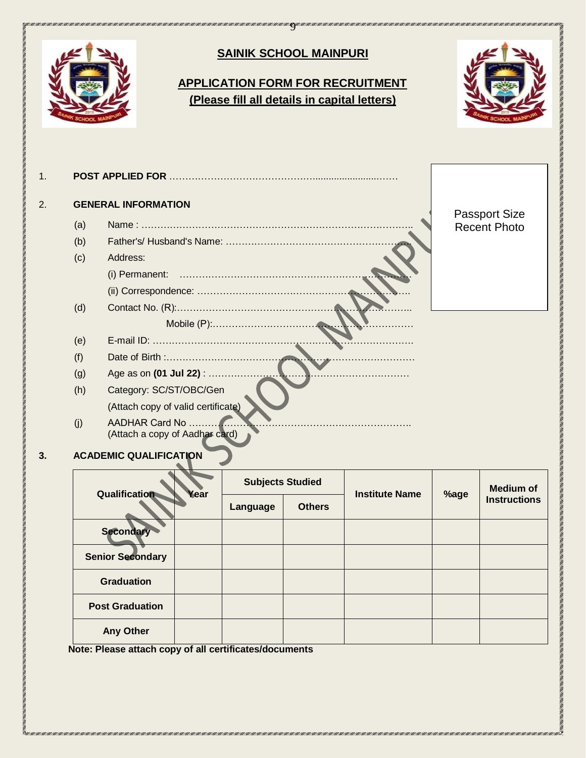# SAINIK SCHOOL MAINPURI

## APPLICATION FORM FOR RECRUITMENT
**(Please fill all details in capital letters)**

Passport Size Recent Photo

1. **POST APPLIED FOR** ……………………………………….........................……

2. **GENERAL INFORMATION**

(a) Name : ………………………………………………………………………….

(b) Father's/ Husband's Name: ……………………………………………………

(c) Address:

(i) Permanent: ………………………………………………………………

(ii) Correspondence: ………………………………………………………..

(d) Contact No. (R):………………………………………………………………..

Mobile (P):………………………………………………………

(e) E-mail ID: ……………………………………………………………………….

(f) Date of Birth :………………………………………………………………….

(g) Age as on **(01 Jul 22)** : ………………………………………………………

(h) Category: SC/ST/OBC/Gen

(Attach copy of valid certificate)

(j) AADHAR Card No ……………………………………………………………..

(Attach a copy of Aadhar card)

3. **ACADEMIC QUALIFICATION**

| Qualification | Year | Subjects Studied | | Institute Name | %age | Medium of Instructions |
|---|---|---|---|---|---|---|
| | | Language | Others | | | |
| Secondary | | | | | | |
| Senior Secondary | | | | | | |
| Graduation | | | | | | |
| Post Graduation | | | | | | |
| Any Other | | | | | | |

**Note: Please attach copy of all certificates/documents**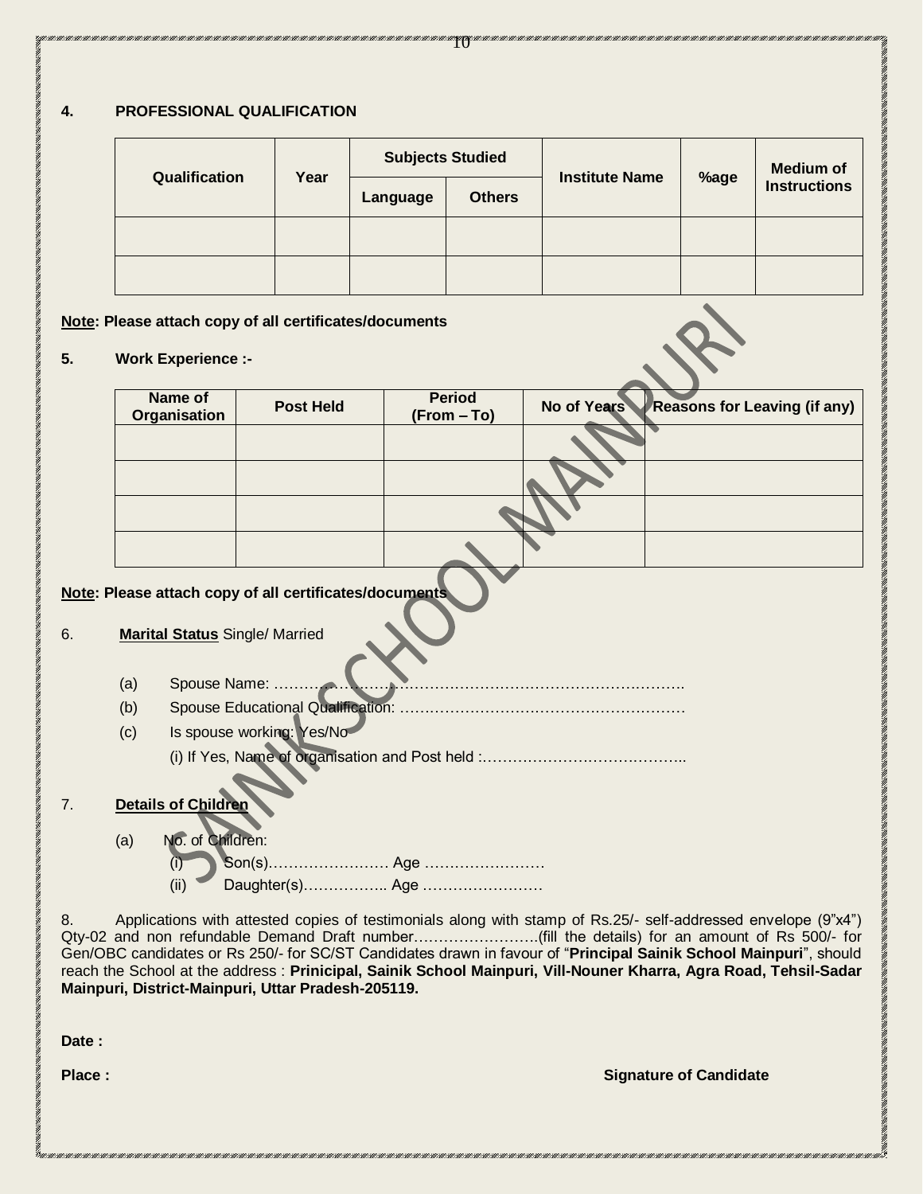**4. PROFESSIONAL QUALIFICATION**

| Qualification | Year | Subjects Studied | | Institute Name | %age | Medium of Instructions |
|---|---|---|---|---|---|---|
| | | Language | Others | | | |
| | | | | | | |
| | | | | | | |

**Note: Please attach copy of all certificates/documents**

**5. Work Experience :-**

| Name of Organisation | Post Held | Period (From – To) | No of Years | Reasons for Leaving (if any) |
|---|---|---|---|---|
| | | | | |
| | | | | |
| | | | | |
| | | | | |

**Note: Please attach copy of all certificates/documents**

6. **Marital Status** Single/ Married

(a) Spouse Name: ………………………………………………………………………..

(b) Spouse Educational Qualification: …………………………………………………

(c) Is spouse working: Yes/No

(i) If Yes, Name of organisation and Post held :………………………………..

7. **Details of Children**

(a) No. of Children:

(i) Son(s)…………………… Age ……………………

(ii) Daughter(s)…………….. Age ……………………

8. Applications with attested copies of testimonials along with stamp of Rs.25/- self-addressed envelope (9"x4") Qty-02 and non refundable Demand Draft number…………………….(fill the details) for an amount of Rs 500/- for Gen/OBC candidates or Rs 250/- for SC/ST Candidates drawn in favour of "**Principal Sainik School Mainpuri**", should reach the School at the address : **Prinicipal, Sainik School Mainpuri, Vill-Nouner Kharra, Agra Road, Tehsil-Sadar Mainpuri, District-Mainpuri, Uttar Pradesh-205119.**

**Date :**

**Place :** **Signature of Candidate**